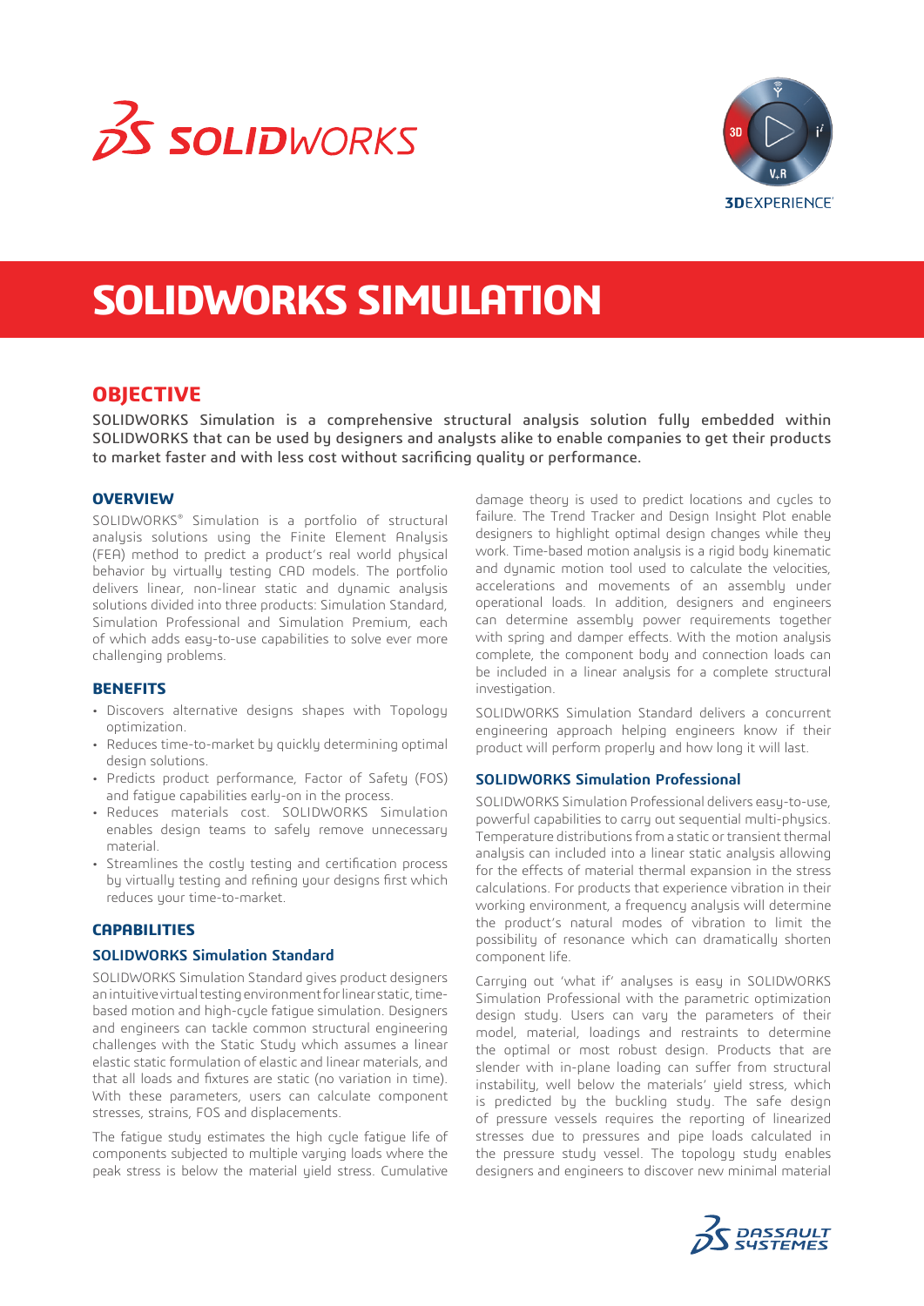# SOLIDWORKS SIMULATION

## OBJECTIVE

SOLIDWORKS Simulation is a comprehensive structural analysis solution fully embedded within SOLIDWORKS that can be used by designers and analysts alike to enable companies to get their products to market faster and with less cost without sacrificing quality or performance.

### OVERVIEW

SOLIDWORKS® Simulation is a portfolio of structural analysis solutions using the Finite Element Analysis (FEA) method to predict a product's real world physical behavior by virtually testing CAD models. The portfolio delivers linear, non-linear static and dynamic analysis solutions divided into three products: Simulation Standard, Simulation Professional and Simulation Premium, each of which adds easy-to-use capabilities to solve ever more challenging problems.

### BENEFITS

- Discovers alternative designs shapes with Topology optimization.
- Reduces time-to-market by quickly determining optimal design solutions.
- Predicts product performance, Factor of Safety (FOS) and fatigue capabilities early-on in the process.
- Reduces materials cost. SOLIDWORKS Simulation enables design teams to safely remove unnecessary material.
- Streamlines the costly testing and certification process by virtually testing and refining your designs first which reduces your time-to-market.

### CAPABILITIES

#### SOLIDWORKS Simulation Standard

SOLIDWORKS Simulation Standard gives product designers an intuitive virtual testing environment for linear static, time-based motion and high-cycle fatigue simulation. Designers and engineers can tackle common structural engineering challenges with the Static Study which assumes a linear elastic static formulation of elastic and linear materials, and that all loads and fixtures are static (no variation in time). With these parameters, users can calculate component stresses, strains, FOS and displacements.

The fatigue study estimates the high cycle fatigue life of components subjected to multiple varying loads where the peak stress is below the material yield stress. Cumulative damage theory is used to predict locations and cycles to failure. The Trend Tracker and Design Insight Plot enable designers to highlight optimal design changes while they work. Time-based motion analysis is a rigid body kinematic and dynamic motion tool used to calculate the velocities, accelerations and movements of an assembly under operational loads. In addition, designers and engineers can determine assembly power requirements together with spring and damper effects. With the motion analysis complete, the component body and connection loads can be included in a linear analysis for a complete structural investigation.

SOLIDWORKS Simulation Standard delivers a concurrent engineering approach helping engineers know if their product will perform properly and how long it will last.

#### SOLIDWORKS Simulation Professional

SOLIDWORKS Simulation Professional delivers easy-to-use, powerful capabilities to carry out sequential multi-physics. Temperature distributions from a static or transient thermal analysis can included into a linear static analysis allowing for the effects of material thermal expansion in the stress calculations. For products that experience vibration in their working environment, a frequency analysis will determine the product's natural modes of vibration to limit the possibility of resonance which can dramatically shorten component life.

Carrying out 'what if' analyses is easy in SOLIDWORKS Simulation Professional with the parametric optimization design study. Users can vary the parameters of their model, material, loadings and restraints to determine the optimal or most robust design. Products that are slender with in-plane loading can suffer from structural instability, well below the materials' yield stress, which is predicted by the buckling study. The safe design of pressure vessels requires the reporting of linearized stresses due to pressures and pipe loads calculated in the pressure study vessel. The topology study enables designers and engineers to discover new minimal material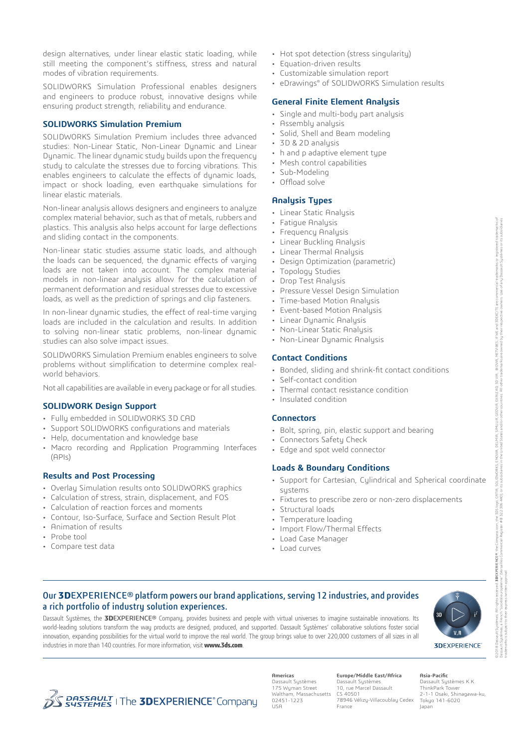design alternatives, under linear elastic static loading, while still meeting the component's stiffness, stress and natural modes of vibration requirements.

SOLIDWORKS Simulation Professional enables designers and engineers to produce robust, innovative designs while ensuring product strength, reliability and endurance.

### SOLIDWORKS Simulation Premium

SOLIDWORKS Simulation Premium includes three advanced studies: Non-Linear Static, Non-Linear Dynamic and Linear Dynamic. The linear dynamic study builds upon the frequency study to calculate the stresses due to forcing vibrations. This enables engineers to calculate the effects of dynamic loads, impact or shock loading, even earthquake simulations for linear elastic materials.

Non-linear analysis allows designers and engineers to analyze complex material behavior, such as that of metals, rubbers and plastics. This analysis also helps account for large deflections and sliding contact in the components.

Non-linear static studies assume static loads, and although the loads can be sequenced, the dynamic effects of varying loads are not taken into account. The complex material models in non-linear analysis allow for the calculation of permanent deformation and residual stresses due to excessive loads, as well as the prediction of springs and clip fasteners.

In non-linear dynamic studies, the effect of real-time varying loads are included in the calculation and results. In addition to solving non-linear static problems, non-linear dynamic studies can also solve impact issues.

SOLIDWORKS Simulation Premium enables engineers to solve problems without simplification to determine complex real-world behaviors.

Not all capabilities are available in every package or for all studies.

### SOLIDWORK Design Support

- Fully embedded in SOLIDWORKS 3D CAD
- Support SOLIDWORKS configurations and materials
- Help, documentation and knowledge base
- Macro recording and Application Programming Interfaces (APIs)

### Results and Post Processing

- Overlay Simulation results onto SOLIDWORKS graphics
- Calculation of stress, strain, displacement, and FOS
- Calculation of reaction forces and moments
- Contour, Iso-Surface, Surface and Section Result Plot
- Animation of results
- Probe tool
- Compare test data
- Hot spot detection (stress singularity)
- Equation-driven results
- Customizable simulation report
- eDrawings® of SOLIDWORKS Simulation results

### General Finite Element Analysis

- Single and multi-body part analysis
- Assembly analysis
- Solid, Shell and Beam modeling
- 3D & 2D analysis
- h and p adaptive element type
- Mesh control capabilities
- Sub-Modeling
- Offload solve

### Analysis Types

- Linear Static Analysis
- Fatigue Analysis
- Frequency Analysis
- Linear Buckling Analysis
- Linear Thermal Analysis
- Design Optimization (parametric)
- Topology Studies
- Drop Test Analysis
- Pressure Vessel Design Simulation
- Time-based Motion Analysis
- Event-based Motion Analysis
- Linear Dynamic Analysis
- Non-Linear Static Analysis
- Non-Linear Dynamic Analysis

### Contact Conditions

- Bonded, sliding and shrink-fit contact conditions
- Self-contact condition
- Thermal contact resistance condition
- Insulated condition

### Connectors

- Bolt, spring, pin, elastic support and bearing
- Connectors Safety Check
- Edge and spot weld connector

### Loads & Boundary Conditions

- Support for Cartesian, Cylindrical and Spherical coordinate systems
- Fixtures to prescribe zero or non-zero displacements
- Structural loads
- Temperature loading
- Import Flow/Thermal Effects
- Load Case Manager
- Load curves

## Our **3D**EXPERIENCE® platform powers our brand applications, serving 12 industries, and provides a rich portfolio of industry solution experiences.

Dassault Systèmes, the **3D**EXPERIENCE® Company, provides business and people with virtual universes to imagine sustainable innovations. Its world-leading solutions transform the way products are designed, produced, and supported. Dassault Systèmes' collaborative solutions foster social innovation, expanding possibilities for the virtual world to improve the real world. The group brings value to over 220,000 customers of all sizes in all industries in more than 140 countries. For more information, visit **www.3ds.com**.

DASSAULT SYSTEMES | The **3D**EXPERIENCE® Company

**Americas**
Dassault Systèmes
175 Wyman Street
Waltham, Massachusetts 02451-1223
USA

**Europe/Middle East/Africa**
Dassault Systèmes
10, rue Marcel Dassault
CS 40501
78946 Vélizy-Villacoublay Cedex
France

**Asia-Pacific**
Dassault Systèmes K.K.
ThinkPark Tower
2-1-1 Osaki, Shinagawa-ku,
Tokyo 141-6020
Japan